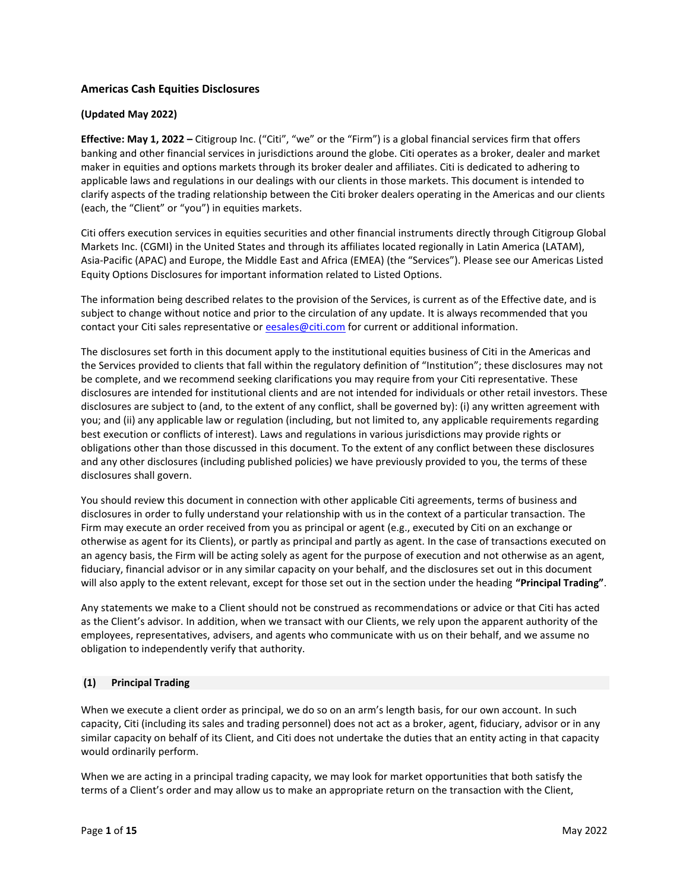## Americas Cash Equities Disclosures

**(Updated May 2022)**

**Effective: May 1, 2022 –** Citigroup Inc. ("Citi", "we" or the "Firm") is a global financial services firm that offers banking and other financial services in jurisdictions around the globe. Citi operates as a broker, dealer and market maker in equities and options markets through its broker dealer and affiliates. Citi is dedicated to adhering to applicable laws and regulations in our dealings with our clients in those markets. This document is intended to clarify aspects of the trading relationship between the Citi broker dealers operating in the Americas and our clients (each, the "Client" or "you") in equities markets.

Citi offers execution services in equities securities and other financial instruments directly through Citigroup Global Markets Inc. (CGMI) in the United States and through its affiliates located regionally in Latin America (LATAM), Asia-Pacific (APAC) and Europe, the Middle East and Africa (EMEA) (the "Services"). Please see our Americas Listed Equity Options Disclosures for important information related to Listed Options.

The information being described relates to the provision of the Services, is current as of the Effective date, and is subject to change without notice and prior to the circulation of any update. It is always recommended that you contact your Citi sales representative or eesales@citi.com for current or additional information.

The disclosures set forth in this document apply to the institutional equities business of Citi in the Americas and the Services provided to clients that fall within the regulatory definition of "Institution"; these disclosures may not be complete, and we recommend seeking clarifications you may require from your Citi representative. These disclosures are intended for institutional clients and are not intended for individuals or other retail investors. These disclosures are subject to (and, to the extent of any conflict, shall be governed by): (i) any written agreement with you; and (ii) any applicable law or regulation (including, but not limited to, any applicable requirements regarding best execution or conflicts of interest). Laws and regulations in various jurisdictions may provide rights or obligations other than those discussed in this document. To the extent of any conflict between these disclosures and any other disclosures (including published policies) we have previously provided to you, the terms of these disclosures shall govern.

You should review this document in connection with other applicable Citi agreements, terms of business and disclosures in order to fully understand your relationship with us in the context of a particular transaction. The Firm may execute an order received from you as principal or agent (e.g., executed by Citi on an exchange or otherwise as agent for its Clients), or partly as principal and partly as agent. In the case of transactions executed on an agency basis, the Firm will be acting solely as agent for the purpose of execution and not otherwise as an agent, fiduciary, financial advisor or in any similar capacity on your behalf, and the disclosures set out in this document will also apply to the extent relevant, except for those set out in the section under the heading **"Principal Trading"**.

Any statements we make to a Client should not be construed as recommendations or advice or that Citi has acted as the Client's advisor. In addition, when we transact with our Clients, we rely upon the apparent authority of the employees, representatives, advisers, and agents who communicate with us on their behalf, and we assume no obligation to independently verify that authority.

### (1) Principal Trading

When we execute a client order as principal, we do so on an arm's length basis, for our own account. In such capacity, Citi (including its sales and trading personnel) does not act as a broker, agent, fiduciary, advisor or in any similar capacity on behalf of its Client, and Citi does not undertake the duties that an entity acting in that capacity would ordinarily perform.

When we are acting in a principal trading capacity, we may look for market opportunities that both satisfy the terms of a Client's order and may allow us to make an appropriate return on the transaction with the Client,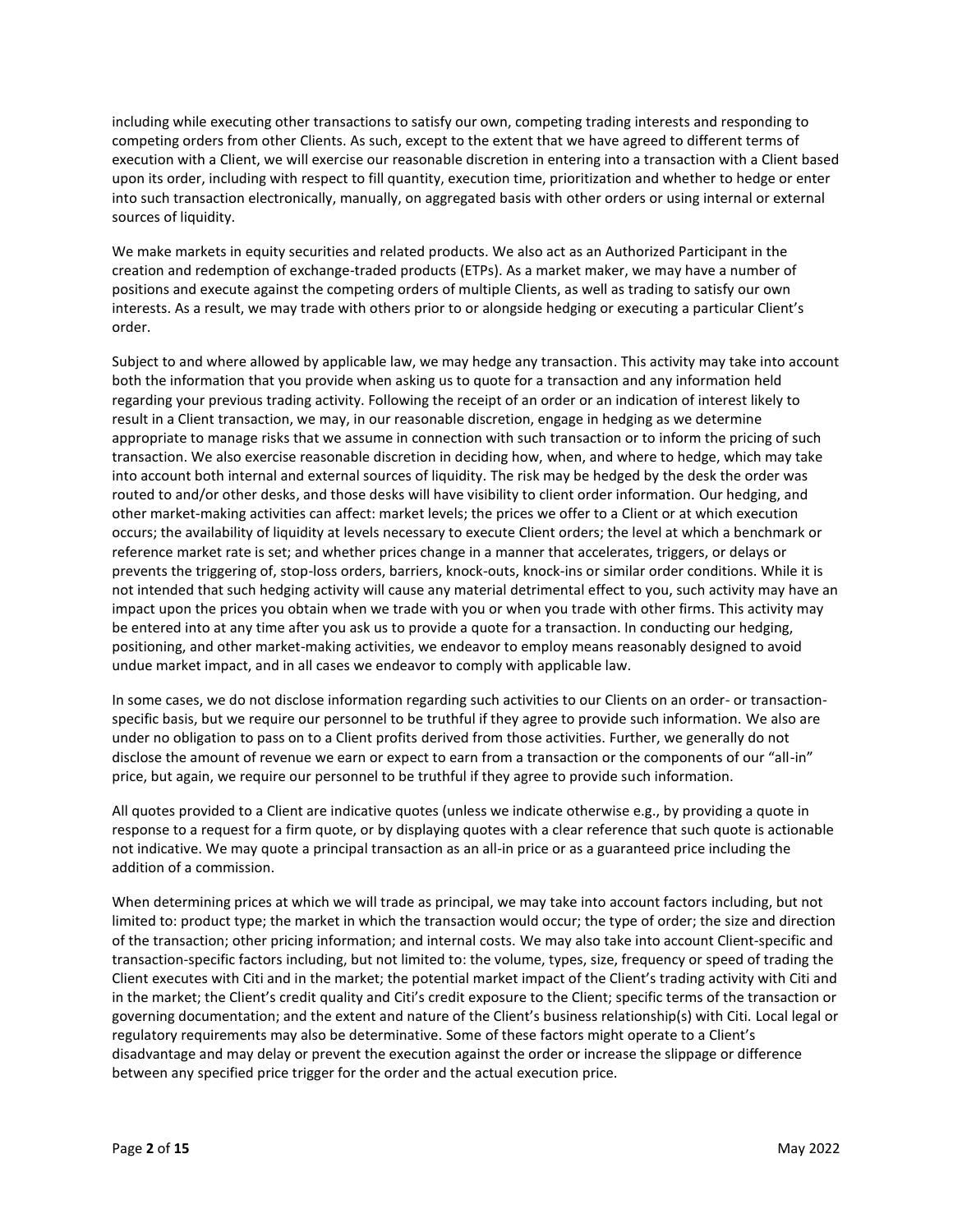including while executing other transactions to satisfy our own, competing trading interests and responding to competing orders from other Clients. As such, except to the extent that we have agreed to different terms of execution with a Client, we will exercise our reasonable discretion in entering into a transaction with a Client based upon its order, including with respect to fill quantity, execution time, prioritization and whether to hedge or enter into such transaction electronically, manually, on aggregated basis with other orders or using internal or external sources of liquidity.

We make markets in equity securities and related products. We also act as an Authorized Participant in the creation and redemption of exchange-traded products (ETPs). As a market maker, we may have a number of positions and execute against the competing orders of multiple Clients, as well as trading to satisfy our own interests. As a result, we may trade with others prior to or alongside hedging or executing a particular Client's order.

Subject to and where allowed by applicable law, we may hedge any transaction. This activity may take into account both the information that you provide when asking us to quote for a transaction and any information held regarding your previous trading activity. Following the receipt of an order or an indication of interest likely to result in a Client transaction, we may, in our reasonable discretion, engage in hedging as we determine appropriate to manage risks that we assume in connection with such transaction or to inform the pricing of such transaction. We also exercise reasonable discretion in deciding how, when, and where to hedge, which may take into account both internal and external sources of liquidity. The risk may be hedged by the desk the order was routed to and/or other desks, and those desks will have visibility to client order information. Our hedging, and other market-making activities can affect: market levels; the prices we offer to a Client or at which execution occurs; the availability of liquidity at levels necessary to execute Client orders; the level at which a benchmark or reference market rate is set; and whether prices change in a manner that accelerates, triggers, or delays or prevents the triggering of, stop-loss orders, barriers, knock-outs, knock-ins or similar order conditions. While it is not intended that such hedging activity will cause any material detrimental effect to you, such activity may have an impact upon the prices you obtain when we trade with you or when you trade with other firms. This activity may be entered into at any time after you ask us to provide a quote for a transaction. In conducting our hedging, positioning, and other market-making activities, we endeavor to employ means reasonably designed to avoid undue market impact, and in all cases we endeavor to comply with applicable law.

In some cases, we do not disclose information regarding such activities to our Clients on an order- or transaction-specific basis, but we require our personnel to be truthful if they agree to provide such information. We also are under no obligation to pass on to a Client profits derived from those activities. Further, we generally do not disclose the amount of revenue we earn or expect to earn from a transaction or the components of our "all-in" price, but again, we require our personnel to be truthful if they agree to provide such information.

All quotes provided to a Client are indicative quotes (unless we indicate otherwise e.g., by providing a quote in response to a request for a firm quote, or by displaying quotes with a clear reference that such quote is actionable not indicative. We may quote a principal transaction as an all-in price or as a guaranteed price including the addition of a commission.

When determining prices at which we will trade as principal, we may take into account factors including, but not limited to: product type; the market in which the transaction would occur; the type of order; the size and direction of the transaction; other pricing information; and internal costs. We may also take into account Client-specific and transaction-specific factors including, but not limited to: the volume, types, size, frequency or speed of trading the Client executes with Citi and in the market; the potential market impact of the Client's trading activity with Citi and in the market; the Client's credit quality and Citi's credit exposure to the Client; specific terms of the transaction or governing documentation; and the extent and nature of the Client's business relationship(s) with Citi. Local legal or regulatory requirements may also be determinative. Some of these factors might operate to a Client's disadvantage and may delay or prevent the execution against the order or increase the slippage or difference between any specified price trigger for the order and the actual execution price.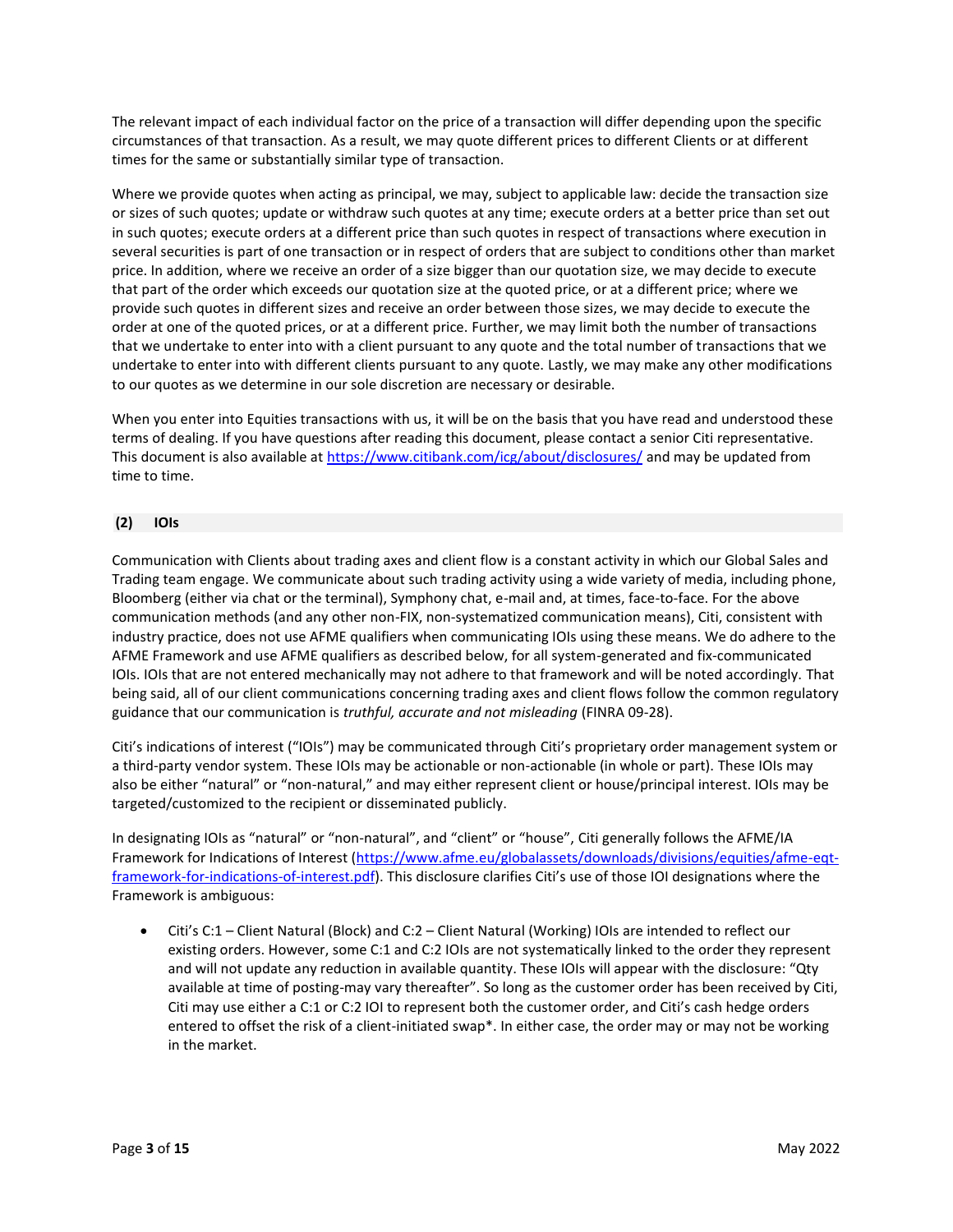The relevant impact of each individual factor on the price of a transaction will differ depending upon the specific circumstances of that transaction. As a result, we may quote different prices to different Clients or at different times for the same or substantially similar type of transaction.

Where we provide quotes when acting as principal, we may, subject to applicable law: decide the transaction size or sizes of such quotes; update or withdraw such quotes at any time; execute orders at a better price than set out in such quotes; execute orders at a different price than such quotes in respect of transactions where execution in several securities is part of one transaction or in respect of orders that are subject to conditions other than market price. In addition, where we receive an order of a size bigger than our quotation size, we may decide to execute that part of the order which exceeds our quotation size at the quoted price, or at a different price; where we provide such quotes in different sizes and receive an order between those sizes, we may decide to execute the order at one of the quoted prices, or at a different price. Further, we may limit both the number of transactions that we undertake to enter into with a client pursuant to any quote and the total number of transactions that we undertake to enter into with different clients pursuant to any quote. Lastly, we may make any other modifications to our quotes as we determine in our sole discretion are necessary or desirable.

When you enter into Equities transactions with us, it will be on the basis that you have read and understood these terms of dealing. If you have questions after reading this document, please contact a senior Citi representative. This document is also available at [https://www.citibank.com/icg/about/disclosures/](https://www.citibank.com/icg/about/disclosures/) and may be updated from time to time.

## (2) IOIs

Communication with Clients about trading axes and client flow is a constant activity in which our Global Sales and Trading team engage. We communicate about such trading activity using a wide variety of media, including phone, Bloomberg (either via chat or the terminal), Symphony chat, e-mail and, at times, face-to-face. For the above communication methods (and any other non-FIX, non-systematized communication means), Citi, consistent with industry practice, does not use AFME qualifiers when communicating IOIs using these means. We do adhere to the AFME Framework and use AFME qualifiers as described below, for all system-generated and fix-communicated IOIs. IOIs that are not entered mechanically may not adhere to that framework and will be noted accordingly. That being said, all of our client communications concerning trading axes and client flows follow the common regulatory guidance that our communication is *truthful, accurate and not misleading* (FINRA 09-28).

Citi's indications of interest ("IOIs") may be communicated through Citi's proprietary order management system or a third-party vendor system. These IOIs may be actionable or non-actionable (in whole or part). These IOIs may also be either "natural" or "non-natural," and may either represent client or house/principal interest. IOIs may be targeted/customized to the recipient or disseminated publicly.

In designating IOIs as "natural" or "non-natural", and "client" or "house", Citi generally follows the AFME/IA Framework for Indications of Interest ([https://www.afme.eu/globalassets/downloads/divisions/equities/afme-eqt-framework-for-indications-of-interest.pdf](https://www.afme.eu/globalassets/downloads/divisions/equities/afme-eqt-framework-for-indications-of-interest.pdf)). This disclosure clarifies Citi's use of those IOI designations where the Framework is ambiguous:

- Citi's C:1 – Client Natural (Block) and C:2 – Client Natural (Working) IOIs are intended to reflect our existing orders. However, some C:1 and C:2 IOIs are not systematically linked to the order they represent and will not update any reduction in available quantity. These IOIs will appear with the disclosure: "Qty available at time of posting-may vary thereafter". So long as the customer order has been received by Citi, Citi may use either a C:1 or C:2 IOI to represent both the customer order, and Citi's cash hedge orders entered to offset the risk of a client-initiated swap*. In either case, the order may or may not be working in the market.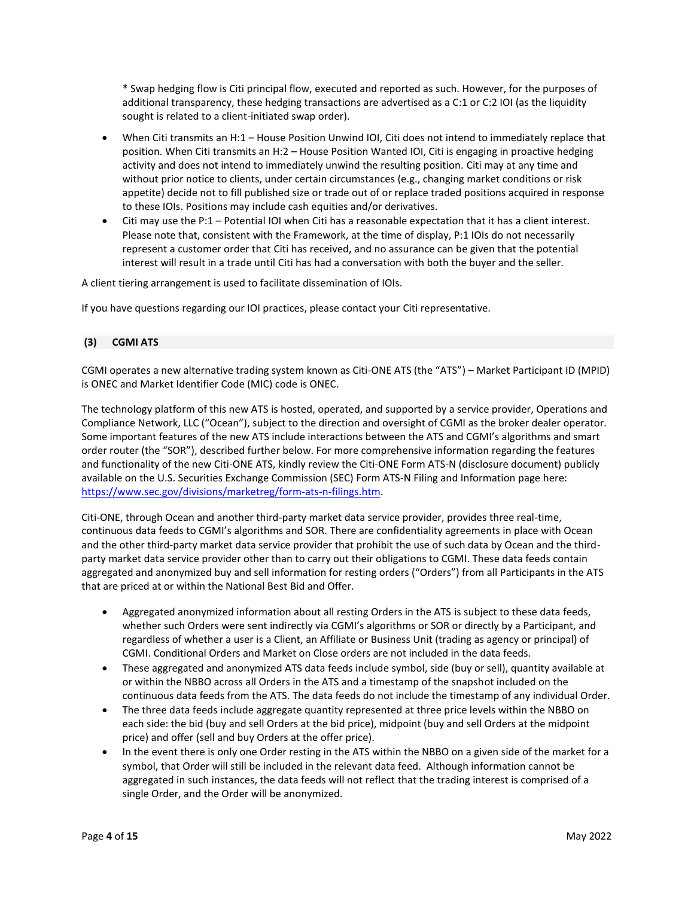* Swap hedging flow is Citi principal flow, executed and reported as such. However, for the purposes of additional transparency, these hedging transactions are advertised as a C:1 or C:2 IOI (as the liquidity sought is related to a client-initiated swap order).

- When Citi transmits an H:1 – House Position Unwind IOI, Citi does not intend to immediately replace that position. When Citi transmits an H:2 – House Position Wanted IOI, Citi is engaging in proactive hedging activity and does not intend to immediately unwind the resulting position. Citi may at any time and without prior notice to clients, under certain circumstances (e.g., changing market conditions or risk appetite) decide not to fill published size or trade out of or replace traded positions acquired in response to these IOIs. Positions may include cash equities and/or derivatives.
- Citi may use the P:1 – Potential IOI when Citi has a reasonable expectation that it has a client interest. Please note that, consistent with the Framework, at the time of display, P:1 IOIs do not necessarily represent a customer order that Citi has received, and no assurance can be given that the potential interest will result in a trade until Citi has had a conversation with both the buyer and the seller.

A client tiering arrangement is used to facilitate dissemination of IOIs.

If you have questions regarding our IOI practices, please contact your Citi representative.

### (3) CGMI ATS

CGMI operates a new alternative trading system known as Citi-ONE ATS (the "ATS") – Market Participant ID (MPID) is ONEC and Market Identifier Code (MIC) code is ONEC.

The technology platform of this new ATS is hosted, operated, and supported by a service provider, Operations and Compliance Network, LLC ("Ocean"), subject to the direction and oversight of CGMI as the broker dealer operator. Some important features of the new ATS include interactions between the ATS and CGMI's algorithms and smart order router (the "SOR"), described further below. For more comprehensive information regarding the features and functionality of the new Citi-ONE ATS, kindly review the Citi-ONE Form ATS-N (disclosure document) publicly available on the U.S. Securities Exchange Commission (SEC) Form ATS-N Filing and Information page here: https://www.sec.gov/divisions/marketreg/form-ats-n-filings.htm.

Citi-ONE, through Ocean and another third-party market data service provider, provides three real-time, continuous data feeds to CGMI's algorithms and SOR. There are confidentiality agreements in place with Ocean and the other third-party market data service provider that prohibit the use of such data by Ocean and the third-party market data service provider other than to carry out their obligations to CGMI. These data feeds contain aggregated and anonymized buy and sell information for resting orders ("Orders") from all Participants in the ATS that are priced at or within the National Best Bid and Offer.

- Aggregated anonymized information about all resting Orders in the ATS is subject to these data feeds, whether such Orders were sent indirectly via CGMI's algorithms or SOR or directly by a Participant, and regardless of whether a user is a Client, an Affiliate or Business Unit (trading as agency or principal) of CGMI. Conditional Orders and Market on Close orders are not included in the data feeds.
- These aggregated and anonymized ATS data feeds include symbol, side (buy or sell), quantity available at or within the NBBO across all Orders in the ATS and a timestamp of the snapshot included on the continuous data feeds from the ATS. The data feeds do not include the timestamp of any individual Order.
- The three data feeds include aggregate quantity represented at three price levels within the NBBO on each side: the bid (buy and sell Orders at the bid price), midpoint (buy and sell Orders at the midpoint price) and offer (sell and buy Orders at the offer price).
- In the event there is only one Order resting in the ATS within the NBBO on a given side of the market for a symbol, that Order will still be included in the relevant data feed. Although information cannot be aggregated in such instances, the data feeds will not reflect that the trading interest is comprised of a single Order, and the Order will be anonymized.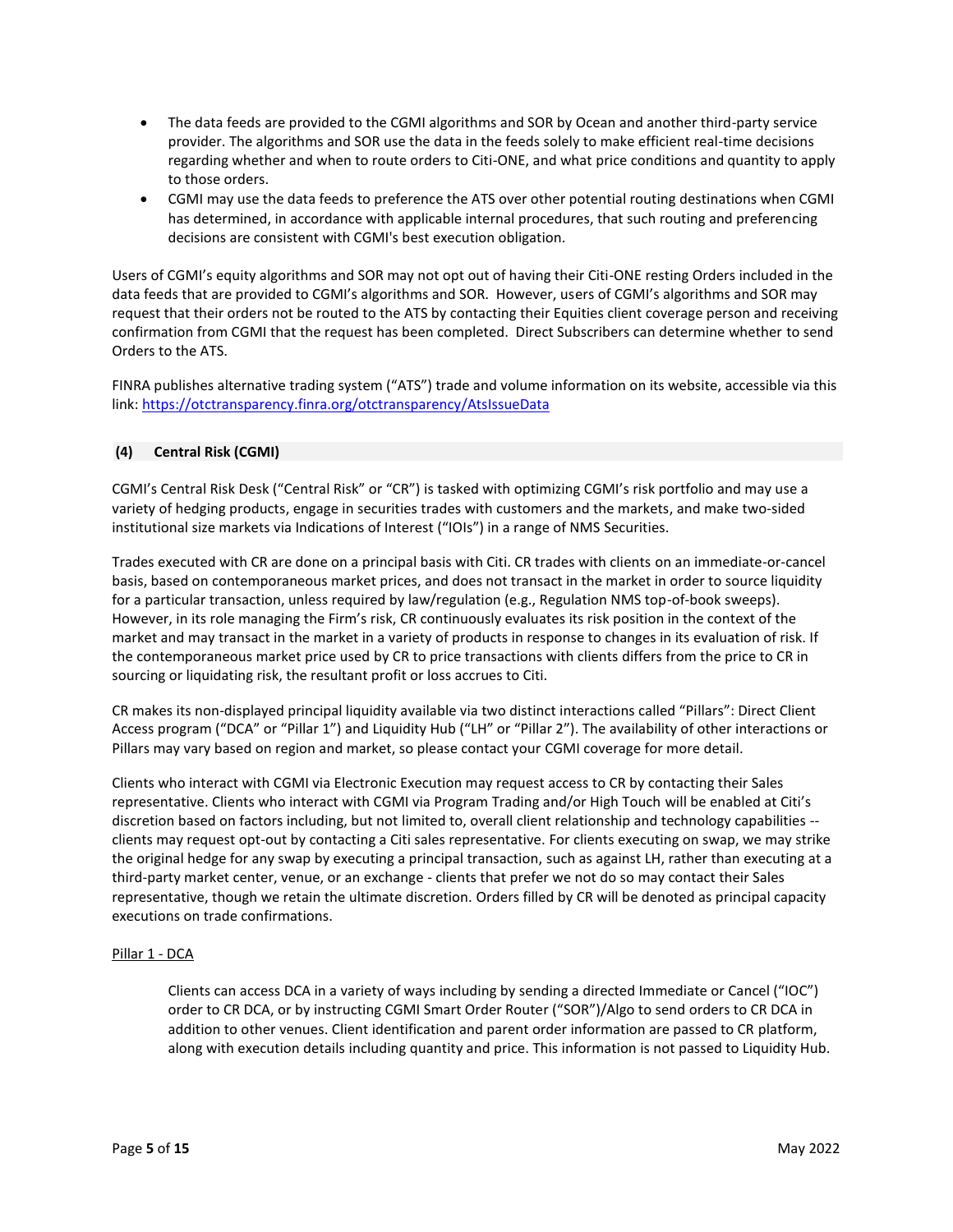- The data feeds are provided to the CGMI algorithms and SOR by Ocean and another third-party service provider. The algorithms and SOR use the data in the feeds solely to make efficient real-time decisions regarding whether and when to route orders to Citi-ONE, and what price conditions and quantity to apply to those orders.
- CGMI may use the data feeds to preference the ATS over other potential routing destinations when CGMI has determined, in accordance with applicable internal procedures, that such routing and preferencing decisions are consistent with CGMI's best execution obligation.

Users of CGMI's equity algorithms and SOR may not opt out of having their Citi-ONE resting Orders included in the data feeds that are provided to CGMI's algorithms and SOR. However, users of CGMI's algorithms and SOR may request that their orders not be routed to the ATS by contacting their Equities client coverage person and receiving confirmation from CGMI that the request has been completed. Direct Subscribers can determine whether to send Orders to the ATS.

FINRA publishes alternative trading system ("ATS") trade and volume information on its website, accessible via this link: https://otctransparency.finra.org/otctransparency/AtsIssueData

### (4) Central Risk (CGMI)

CGMI's Central Risk Desk ("Central Risk" or "CR") is tasked with optimizing CGMI's risk portfolio and may use a variety of hedging products, engage in securities trades with customers and the markets, and make two-sided institutional size markets via Indications of Interest ("IOIs") in a range of NMS Securities.

Trades executed with CR are done on a principal basis with Citi. CR trades with clients on an immediate-or-cancel basis, based on contemporaneous market prices, and does not transact in the market in order to source liquidity for a particular transaction, unless required by law/regulation (e.g., Regulation NMS top-of-book sweeps). However, in its role managing the Firm's risk, CR continuously evaluates its risk position in the context of the market and may transact in the market in a variety of products in response to changes in its evaluation of risk. If the contemporaneous market price used by CR to price transactions with clients differs from the price to CR in sourcing or liquidating risk, the resultant profit or loss accrues to Citi.

CR makes its non-displayed principal liquidity available via two distinct interactions called "Pillars": Direct Client Access program ("DCA" or "Pillar 1") and Liquidity Hub ("LH" or "Pillar 2"). The availability of other interactions or Pillars may vary based on region and market, so please contact your CGMI coverage for more detail.

Clients who interact with CGMI via Electronic Execution may request access to CR by contacting their Sales representative. Clients who interact with CGMI via Program Trading and/or High Touch will be enabled at Citi's discretion based on factors including, but not limited to, overall client relationship and technology capabilities -- clients may request opt-out by contacting a Citi sales representative. For clients executing on swap, we may strike the original hedge for any swap by executing a principal transaction, such as against LH, rather than executing at a third-party market center, venue, or an exchange - clients that prefer we not do so may contact their Sales representative, though we retain the ultimate discretion. Orders filled by CR will be denoted as principal capacity executions on trade confirmations.

#### Pillar 1 - DCA

Clients can access DCA in a variety of ways including by sending a directed Immediate or Cancel ("IOC") order to CR DCA, or by instructing CGMI Smart Order Router ("SOR")/Algo to send orders to CR DCA in addition to other venues. Client identification and parent order information are passed to CR platform, along with execution details including quantity and price. This information is not passed to Liquidity Hub.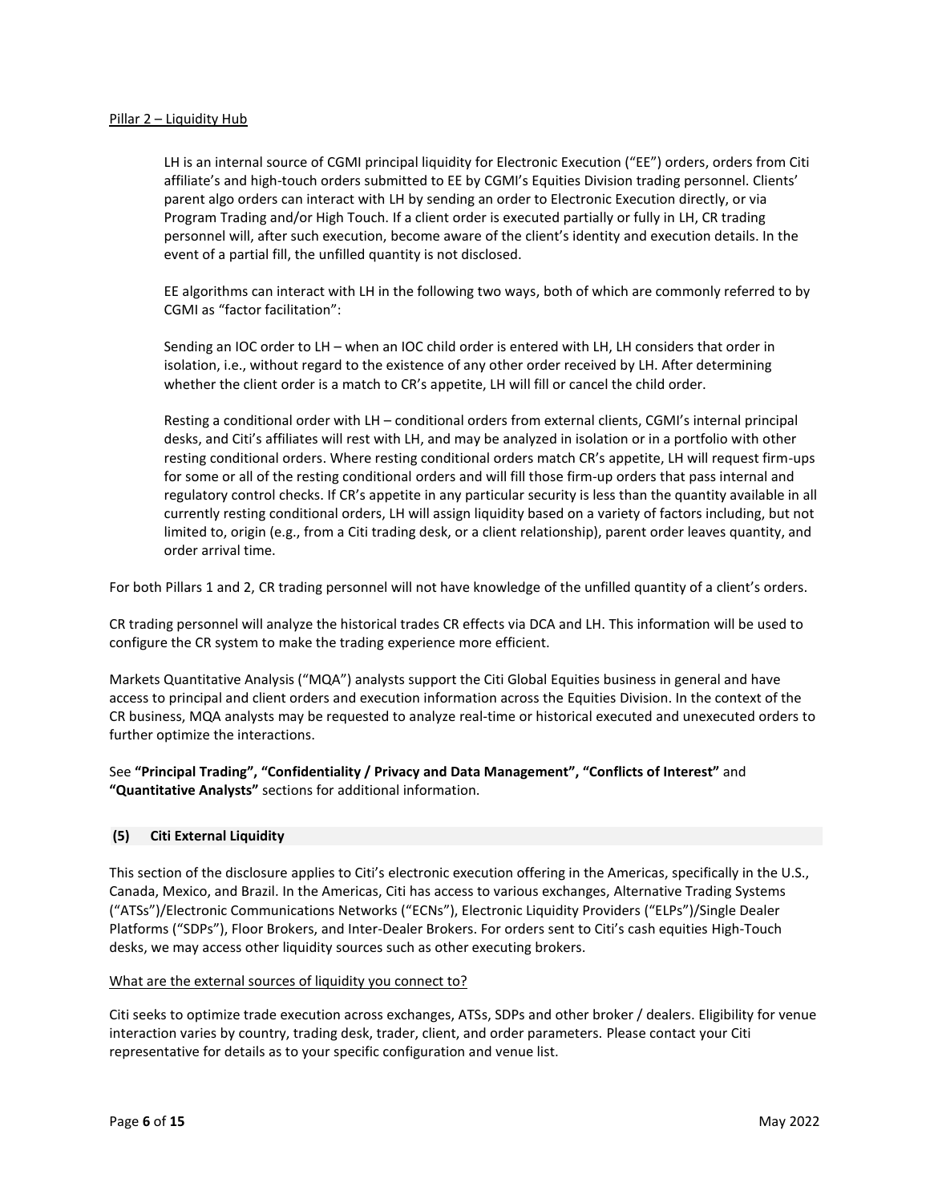Pillar 2 – Liquidity Hub

LH is an internal source of CGMI principal liquidity for Electronic Execution ("EE") orders, orders from Citi affiliate's and high-touch orders submitted to EE by CGMI's Equities Division trading personnel. Clients' parent algo orders can interact with LH by sending an order to Electronic Execution directly, or via Program Trading and/or High Touch. If a client order is executed partially or fully in LH, CR trading personnel will, after such execution, become aware of the client's identity and execution details. In the event of a partial fill, the unfilled quantity is not disclosed.

EE algorithms can interact with LH in the following two ways, both of which are commonly referred to by CGMI as "factor facilitation":

Sending an IOC order to LH – when an IOC child order is entered with LH, LH considers that order in isolation, i.e., without regard to the existence of any other order received by LH. After determining whether the client order is a match to CR's appetite, LH will fill or cancel the child order.

Resting a conditional order with LH – conditional orders from external clients, CGMI's internal principal desks, and Citi's affiliates will rest with LH, and may be analyzed in isolation or in a portfolio with other resting conditional orders. Where resting conditional orders match CR's appetite, LH will request firm-ups for some or all of the resting conditional orders and will fill those firm-up orders that pass internal and regulatory control checks. If CR's appetite in any particular security is less than the quantity available in all currently resting conditional orders, LH will assign liquidity based on a variety of factors including, but not limited to, origin (e.g., from a Citi trading desk, or a client relationship), parent order leaves quantity, and order arrival time.

For both Pillars 1 and 2, CR trading personnel will not have knowledge of the unfilled quantity of a client's orders.

CR trading personnel will analyze the historical trades CR effects via DCA and LH. This information will be used to configure the CR system to make the trading experience more efficient.

Markets Quantitative Analysis ("MQA") analysts support the Citi Global Equities business in general and have access to principal and client orders and execution information across the Equities Division. In the context of the CR business, MQA analysts may be requested to analyze real-time or historical executed and unexecuted orders to further optimize the interactions.

See **"Principal Trading", "Confidentiality / Privacy and Data Management", "Conflicts of Interest"** and **"Quantitative Analysts"** sections for additional information.

## (5) Citi External Liquidity

This section of the disclosure applies to Citi's electronic execution offering in the Americas, specifically in the U.S., Canada, Mexico, and Brazil. In the Americas, Citi has access to various exchanges, Alternative Trading Systems ("ATSs")/Electronic Communications Networks ("ECNs"), Electronic Liquidity Providers ("ELPs")/Single Dealer Platforms ("SDPs"), Floor Brokers, and Inter-Dealer Brokers. For orders sent to Citi's cash equities High-Touch desks, we may access other liquidity sources such as other executing brokers.

What are the external sources of liquidity you connect to?

Citi seeks to optimize trade execution across exchanges, ATSs, SDPs and other broker / dealers. Eligibility for venue interaction varies by country, trading desk, trader, client, and order parameters. Please contact your Citi representative for details as to your specific configuration and venue list.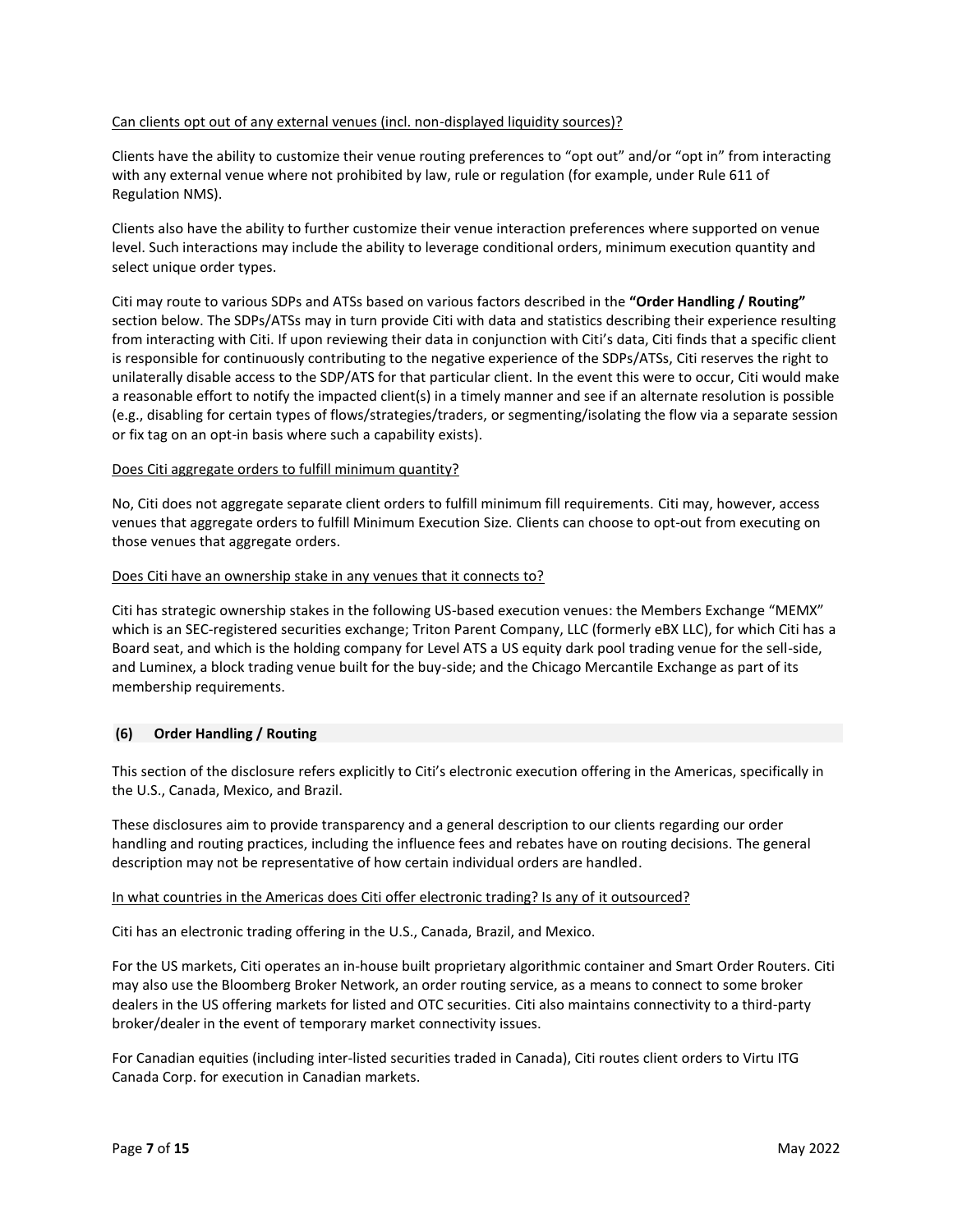Can clients opt out of any external venues (incl. non-displayed liquidity sources)?

Clients have the ability to customize their venue routing preferences to "opt out" and/or "opt in" from interacting with any external venue where not prohibited by law, rule or regulation (for example, under Rule 611 of Regulation NMS).

Clients also have the ability to further customize their venue interaction preferences where supported on venue level. Such interactions may include the ability to leverage conditional orders, minimum execution quantity and select unique order types.

Citi may route to various SDPs and ATSs based on various factors described in the **"Order Handling / Routing"** section below. The SDPs/ATSs may in turn provide Citi with data and statistics describing their experience resulting from interacting with Citi. If upon reviewing their data in conjunction with Citi's data, Citi finds that a specific client is responsible for continuously contributing to the negative experience of the SDPs/ATSs, Citi reserves the right to unilaterally disable access to the SDP/ATS for that particular client. In the event this were to occur, Citi would make a reasonable effort to notify the impacted client(s) in a timely manner and see if an alternate resolution is possible (e.g., disabling for certain types of flows/strategies/traders, or segmenting/isolating the flow via a separate session or fix tag on an opt-in basis where such a capability exists).

Does Citi aggregate orders to fulfill minimum quantity?

No, Citi does not aggregate separate client orders to fulfill minimum fill requirements. Citi may, however, access venues that aggregate orders to fulfill Minimum Execution Size. Clients can choose to opt-out from executing on those venues that aggregate orders.

Does Citi have an ownership stake in any venues that it connects to?

Citi has strategic ownership stakes in the following US-based execution venues: the Members Exchange "MEMX" which is an SEC-registered securities exchange; Triton Parent Company, LLC (formerly eBX LLC), for which Citi has a Board seat, and which is the holding company for Level ATS a US equity dark pool trading venue for the sell-side, and Luminex, a block trading venue built for the buy-side; and the Chicago Mercantile Exchange as part of its membership requirements.

## (6) Order Handling / Routing

This section of the disclosure refers explicitly to Citi's electronic execution offering in the Americas, specifically in the U.S., Canada, Mexico, and Brazil.

These disclosures aim to provide transparency and a general description to our clients regarding our order handling and routing practices, including the influence fees and rebates have on routing decisions. The general description may not be representative of how certain individual orders are handled.

In what countries in the Americas does Citi offer electronic trading? Is any of it outsourced?

Citi has an electronic trading offering in the U.S., Canada, Brazil, and Mexico.

For the US markets, Citi operates an in-house built proprietary algorithmic container and Smart Order Routers. Citi may also use the Bloomberg Broker Network, an order routing service, as a means to connect to some broker dealers in the US offering markets for listed and OTC securities. Citi also maintains connectivity to a third-party broker/dealer in the event of temporary market connectivity issues.

For Canadian equities (including inter-listed securities traded in Canada), Citi routes client orders to Virtu ITG Canada Corp. for execution in Canadian markets.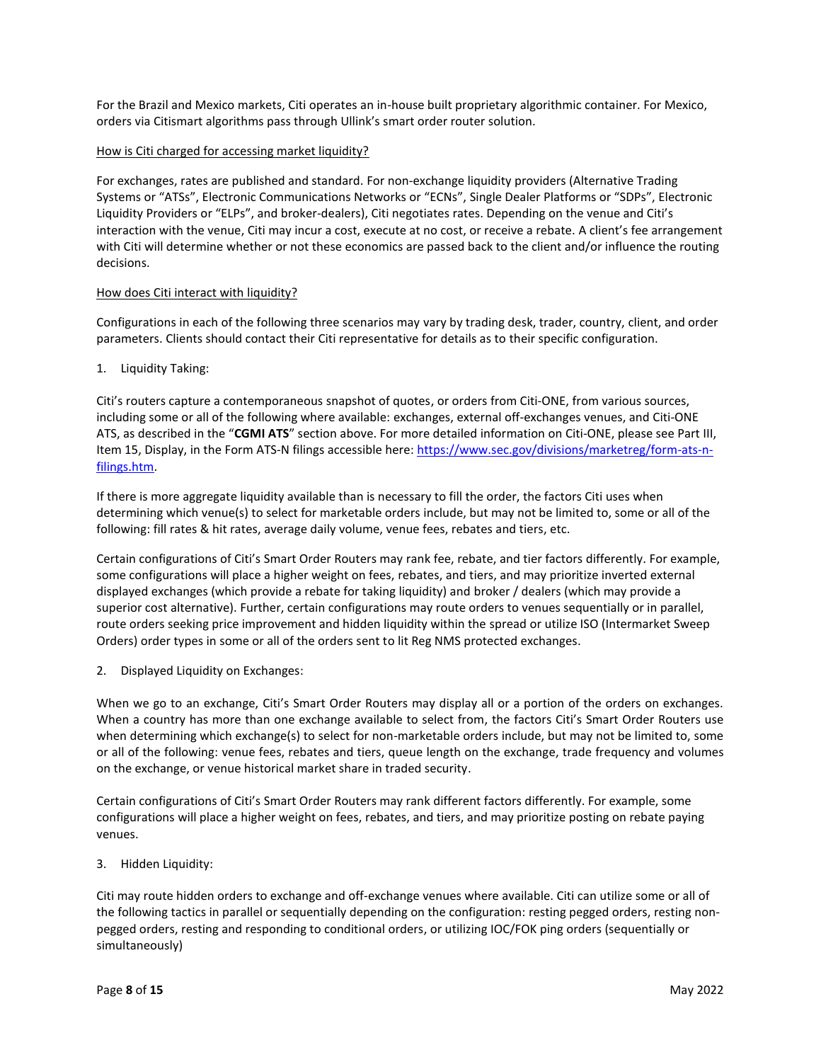For the Brazil and Mexico markets, Citi operates an in-house built proprietary algorithmic container. For Mexico, orders via Citismart algorithms pass through Ullink's smart order router solution.

How is Citi charged for accessing market liquidity?

For exchanges, rates are published and standard. For non-exchange liquidity providers (Alternative Trading Systems or "ATSs", Electronic Communications Networks or "ECNs", Single Dealer Platforms or "SDPs", Electronic Liquidity Providers or "ELPs", and broker-dealers), Citi negotiates rates. Depending on the venue and Citi's interaction with the venue, Citi may incur a cost, execute at no cost, or receive a rebate. A client's fee arrangement with Citi will determine whether or not these economics are passed back to the client and/or influence the routing decisions.

How does Citi interact with liquidity?

Configurations in each of the following three scenarios may vary by trading desk, trader, country, client, and order parameters. Clients should contact their Citi representative for details as to their specific configuration.

1. Liquidity Taking:

Citi's routers capture a contemporaneous snapshot of quotes, or orders from Citi-ONE, from various sources, including some or all of the following where available: exchanges, external off-exchanges venues, and Citi-ONE ATS, as described in the "**CGMI ATS**" section above. For more detailed information on Citi-ONE, please see Part III, Item 15, Display, in the Form ATS-N filings accessible here: https://www.sec.gov/divisions/marketreg/form-ats-n-filings.htm.

If there is more aggregate liquidity available than is necessary to fill the order, the factors Citi uses when determining which venue(s) to select for marketable orders include, but may not be limited to, some or all of the following: fill rates & hit rates, average daily volume, venue fees, rebates and tiers, etc.

Certain configurations of Citi's Smart Order Routers may rank fee, rebate, and tier factors differently. For example, some configurations will place a higher weight on fees, rebates, and tiers, and may prioritize inverted external displayed exchanges (which provide a rebate for taking liquidity) and broker / dealers (which may provide a superior cost alternative). Further, certain configurations may route orders to venues sequentially or in parallel, route orders seeking price improvement and hidden liquidity within the spread or utilize ISO (Intermarket Sweep Orders) order types in some or all of the orders sent to lit Reg NMS protected exchanges.

2. Displayed Liquidity on Exchanges:

When we go to an exchange, Citi's Smart Order Routers may display all or a portion of the orders on exchanges. When a country has more than one exchange available to select from, the factors Citi's Smart Order Routers use when determining which exchange(s) to select for non-marketable orders include, but may not be limited to, some or all of the following: venue fees, rebates and tiers, queue length on the exchange, trade frequency and volumes on the exchange, or venue historical market share in traded security.

Certain configurations of Citi's Smart Order Routers may rank different factors differently. For example, some configurations will place a higher weight on fees, rebates, and tiers, and may prioritize posting on rebate paying venues.

3. Hidden Liquidity:

Citi may route hidden orders to exchange and off-exchange venues where available. Citi can utilize some or all of the following tactics in parallel or sequentially depending on the configuration: resting pegged orders, resting non-pegged orders, resting and responding to conditional orders, or utilizing IOC/FOK ping orders (sequentially or simultaneously)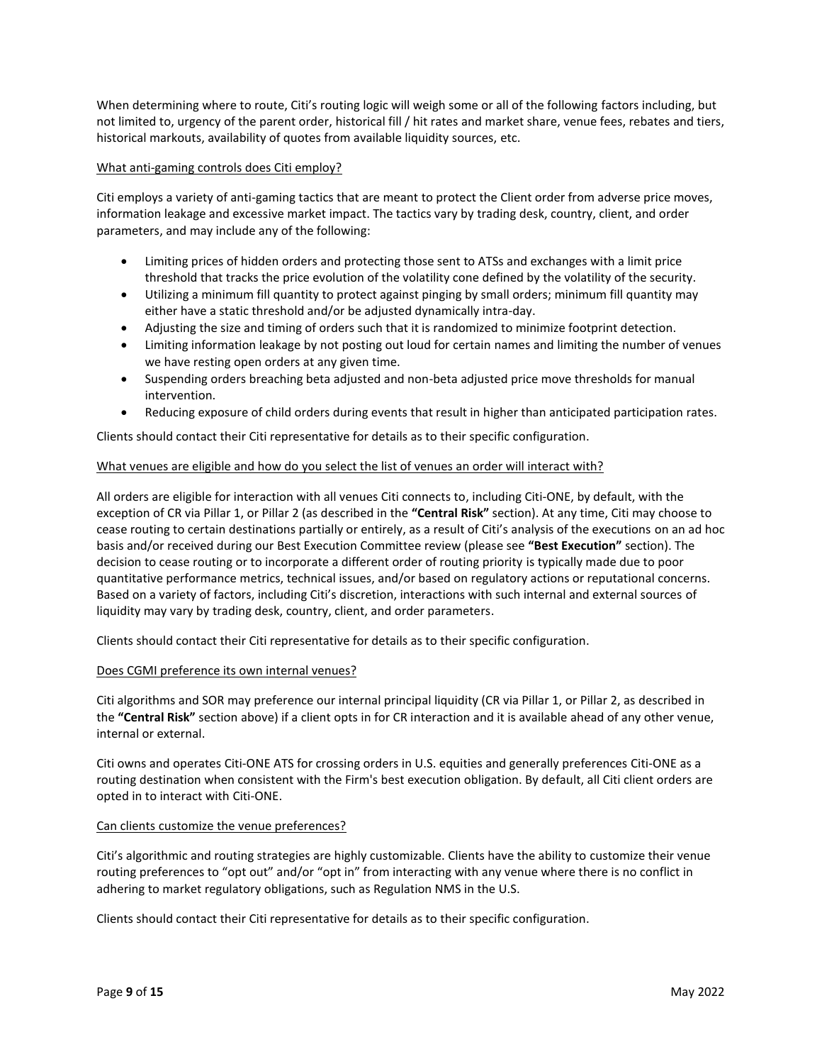When determining where to route, Citi's routing logic will weigh some or all of the following factors including, but not limited to, urgency of the parent order, historical fill / hit rates and market share, venue fees, rebates and tiers, historical markouts, availability of quotes from available liquidity sources, etc.

<u>What anti-gaming controls does Citi employ?</u>

Citi employs a variety of anti-gaming tactics that are meant to protect the Client order from adverse price moves, information leakage and excessive market impact. The tactics vary by trading desk, country, client, and order parameters, and may include any of the following:

- Limiting prices of hidden orders and protecting those sent to ATSs and exchanges with a limit price threshold that tracks the price evolution of the volatility cone defined by the volatility of the security.
- Utilizing a minimum fill quantity to protect against pinging by small orders; minimum fill quantity may either have a static threshold and/or be adjusted dynamically intra-day.
- Adjusting the size and timing of orders such that it is randomized to minimize footprint detection.
- Limiting information leakage by not posting out loud for certain names and limiting the number of venues we have resting open orders at any given time.
- Suspending orders breaching beta adjusted and non-beta adjusted price move thresholds for manual intervention.
- Reducing exposure of child orders during events that result in higher than anticipated participation rates.

Clients should contact their Citi representative for details as to their specific configuration.

<u>What venues are eligible and how do you select the list of venues an order will interact with?</u>

All orders are eligible for interaction with all venues Citi connects to, including Citi-ONE, by default, with the exception of CR via Pillar 1, or Pillar 2 (as described in the **"Central Risk"** section). At any time, Citi may choose to cease routing to certain destinations partially or entirely, as a result of Citi's analysis of the executions on an ad hoc basis and/or received during our Best Execution Committee review (please see **"Best Execution"** section). The decision to cease routing or to incorporate a different order of routing priority is typically made due to poor quantitative performance metrics, technical issues, and/or based on regulatory actions or reputational concerns. Based on a variety of factors, including Citi's discretion, interactions with such internal and external sources of liquidity may vary by trading desk, country, client, and order parameters.

Clients should contact their Citi representative for details as to their specific configuration.

<u>Does CGMI preference its own internal venues?</u>

Citi algorithms and SOR may preference our internal principal liquidity (CR via Pillar 1, or Pillar 2, as described in the **"Central Risk"** section above) if a client opts in for CR interaction and it is available ahead of any other venue, internal or external.

Citi owns and operates Citi-ONE ATS for crossing orders in U.S. equities and generally preferences Citi-ONE as a routing destination when consistent with the Firm's best execution obligation. By default, all Citi client orders are opted in to interact with Citi-ONE.

<u>Can clients customize the venue preferences?</u>

Citi's algorithmic and routing strategies are highly customizable. Clients have the ability to customize their venue routing preferences to "opt out" and/or "opt in" from interacting with any venue where there is no conflict in adhering to market regulatory obligations, such as Regulation NMS in the U.S.

Clients should contact their Citi representative for details as to their specific configuration.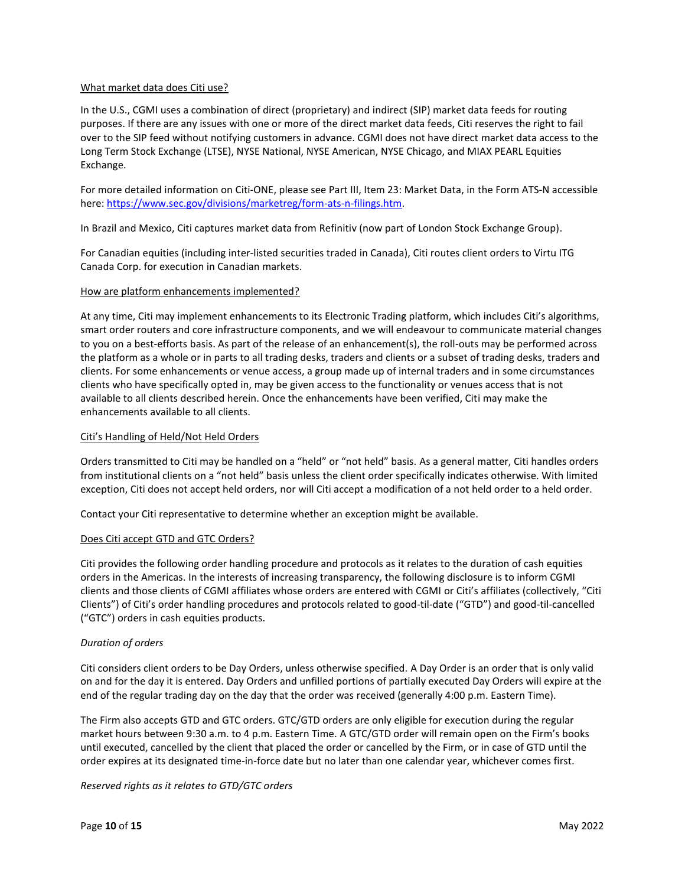## What market data does Citi use?

In the U.S., CGMI uses a combination of direct (proprietary) and indirect (SIP) market data feeds for routing purposes. If there are any issues with one or more of the direct market data feeds, Citi reserves the right to fail over to the SIP feed without notifying customers in advance. CGMI does not have direct market data access to the Long Term Stock Exchange (LTSE), NYSE National, NYSE American, NYSE Chicago, and MIAX PEARL Equities Exchange.

For more detailed information on Citi-ONE, please see Part III, Item 23: Market Data, in the Form ATS-N accessible here: [https://www.sec.gov/divisions/marketreg/form-ats-n-filings.htm](https://www.sec.gov/divisions/marketreg/form-ats-n-filings.htm).

In Brazil and Mexico, Citi captures market data from Refinitiv (now part of London Stock Exchange Group).

For Canadian equities (including inter-listed securities traded in Canada), Citi routes client orders to Virtu ITG Canada Corp. for execution in Canadian markets.

## How are platform enhancements implemented?

At any time, Citi may implement enhancements to its Electronic Trading platform, which includes Citi's algorithms, smart order routers and core infrastructure components, and we will endeavour to communicate material changes to you on a best-efforts basis. As part of the release of an enhancement(s), the roll-outs may be performed across the platform as a whole or in parts to all trading desks, traders and clients or a subset of trading desks, traders and clients. For some enhancements or venue access, a group made up of internal traders and in some circumstances clients who have specifically opted in, may be given access to the functionality or venues access that is not available to all clients described herein. Once the enhancements have been verified, Citi may make the enhancements available to all clients.

## Citi's Handling of Held/Not Held Orders

Orders transmitted to Citi may be handled on a "held" or "not held" basis. As a general matter, Citi handles orders from institutional clients on a "not held" basis unless the client order specifically indicates otherwise. With limited exception, Citi does not accept held orders, nor will Citi accept a modification of a not held order to a held order.

Contact your Citi representative to determine whether an exception might be available.

## Does Citi accept GTD and GTC Orders?

Citi provides the following order handling procedure and protocols as it relates to the duration of cash equities orders in the Americas. In the interests of increasing transparency, the following disclosure is to inform CGMI clients and those clients of CGMI affiliates whose orders are entered with CGMI or Citi's affiliates (collectively, "Citi Clients") of Citi's order handling procedures and protocols related to good-til-date ("GTD") and good-til-cancelled ("GTC") orders in cash equities products.

### *Duration of orders*

Citi considers client orders to be Day Orders, unless otherwise specified. A Day Order is an order that is only valid on and for the day it is entered. Day Orders and unfilled portions of partially executed Day Orders will expire at the end of the regular trading day on the day that the order was received (generally 4:00 p.m. Eastern Time).

The Firm also accepts GTD and GTC orders. GTC/GTD orders are only eligible for execution during the regular market hours between 9:30 a.m. to 4 p.m. Eastern Time. A GTC/GTD order will remain open on the Firm's books until executed, cancelled by the client that placed the order or cancelled by the Firm, or in case of GTD until the order expires at its designated time-in-force date but no later than one calendar year, whichever comes first.

### *Reserved rights as it relates to GTD/GTC orders*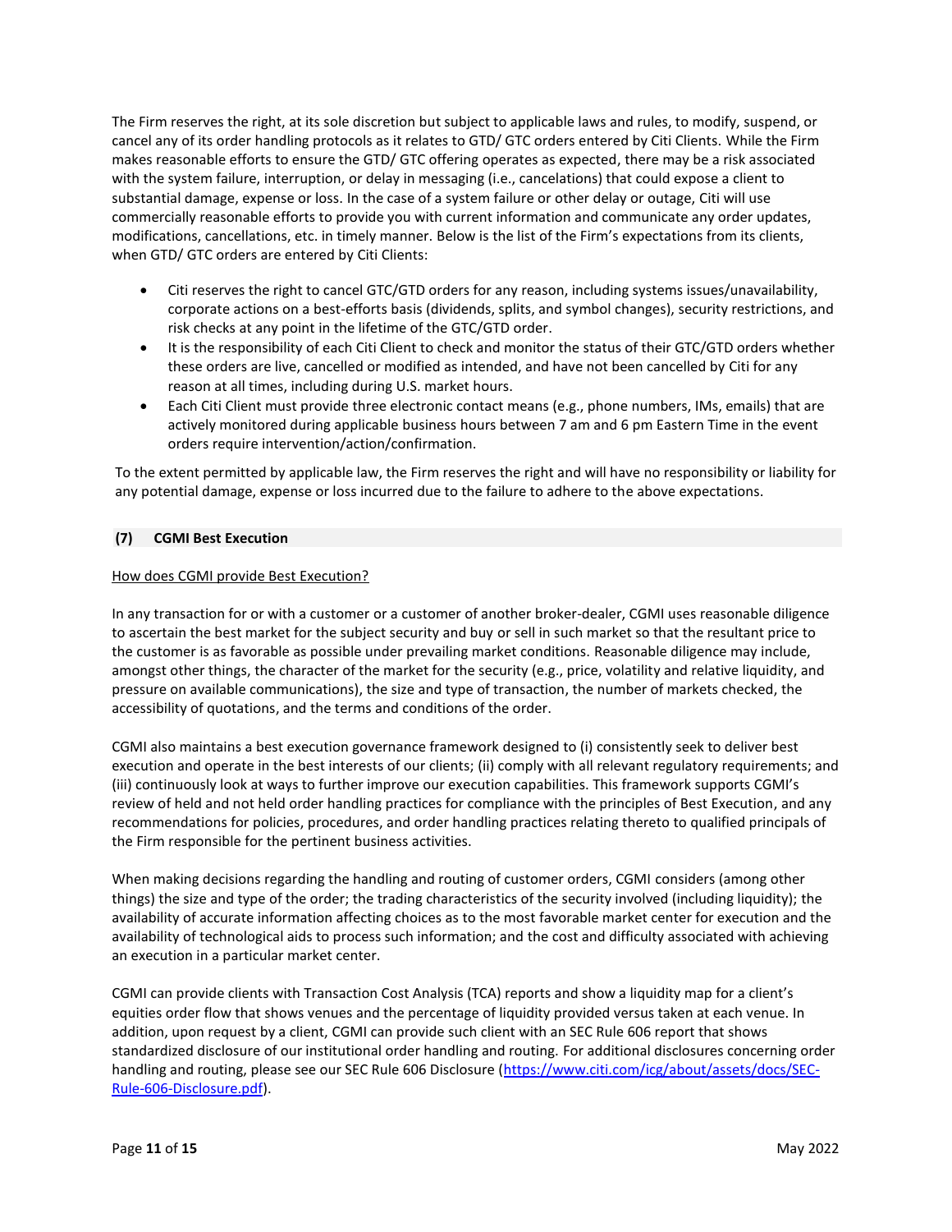The Firm reserves the right, at its sole discretion but subject to applicable laws and rules, to modify, suspend, or cancel any of its order handling protocols as it relates to GTD/ GTC orders entered by Citi Clients. While the Firm makes reasonable efforts to ensure the GTD/ GTC offering operates as expected, there may be a risk associated with the system failure, interruption, or delay in messaging (i.e., cancelations) that could expose a client to substantial damage, expense or loss. In the case of a system failure or other delay or outage, Citi will use commercially reasonable efforts to provide you with current information and communicate any order updates, modifications, cancellations, etc. in timely manner. Below is the list of the Firm's expectations from its clients, when GTD/ GTC orders are entered by Citi Clients:

- Citi reserves the right to cancel GTC/GTD orders for any reason, including systems issues/unavailability, corporate actions on a best-efforts basis (dividends, splits, and symbol changes), security restrictions, and risk checks at any point in the lifetime of the GTC/GTD order.
- It is the responsibility of each Citi Client to check and monitor the status of their GTC/GTD orders whether these orders are live, cancelled or modified as intended, and have not been cancelled by Citi for any reason at all times, including during U.S. market hours.
- Each Citi Client must provide three electronic contact means (e.g., phone numbers, IMs, emails) that are actively monitored during applicable business hours between 7 am and 6 pm Eastern Time in the event orders require intervention/action/confirmation.

To the extent permitted by applicable law, the Firm reserves the right and will have no responsibility or liability for any potential damage, expense or loss incurred due to the failure to adhere to the above expectations.

## (7) CGMI Best Execution

How does CGMI provide Best Execution?

In any transaction for or with a customer or a customer of another broker-dealer, CGMI uses reasonable diligence to ascertain the best market for the subject security and buy or sell in such market so that the resultant price to the customer is as favorable as possible under prevailing market conditions. Reasonable diligence may include, amongst other things, the character of the market for the security (e.g., price, volatility and relative liquidity, and pressure on available communications), the size and type of transaction, the number of markets checked, the accessibility of quotations, and the terms and conditions of the order.

CGMI also maintains a best execution governance framework designed to (i) consistently seek to deliver best execution and operate in the best interests of our clients; (ii) comply with all relevant regulatory requirements; and (iii) continuously look at ways to further improve our execution capabilities. This framework supports CGMI's review of held and not held order handling practices for compliance with the principles of Best Execution, and any recommendations for policies, procedures, and order handling practices relating thereto to qualified principals of the Firm responsible for the pertinent business activities.

When making decisions regarding the handling and routing of customer orders, CGMI considers (among other things) the size and type of the order; the trading characteristics of the security involved (including liquidity); the availability of accurate information affecting choices as to the most favorable market center for execution and the availability of technological aids to process such information; and the cost and difficulty associated with achieving an execution in a particular market center.

CGMI can provide clients with Transaction Cost Analysis (TCA) reports and show a liquidity map for a client's equities order flow that shows venues and the percentage of liquidity provided versus taken at each venue. In addition, upon request by a client, CGMI can provide such client with an SEC Rule 606 report that shows standardized disclosure of our institutional order handling and routing. For additional disclosures concerning order handling and routing, please see our SEC Rule 606 Disclosure (https://www.citi.com/icg/about/assets/docs/SEC-Rule-606-Disclosure.pdf).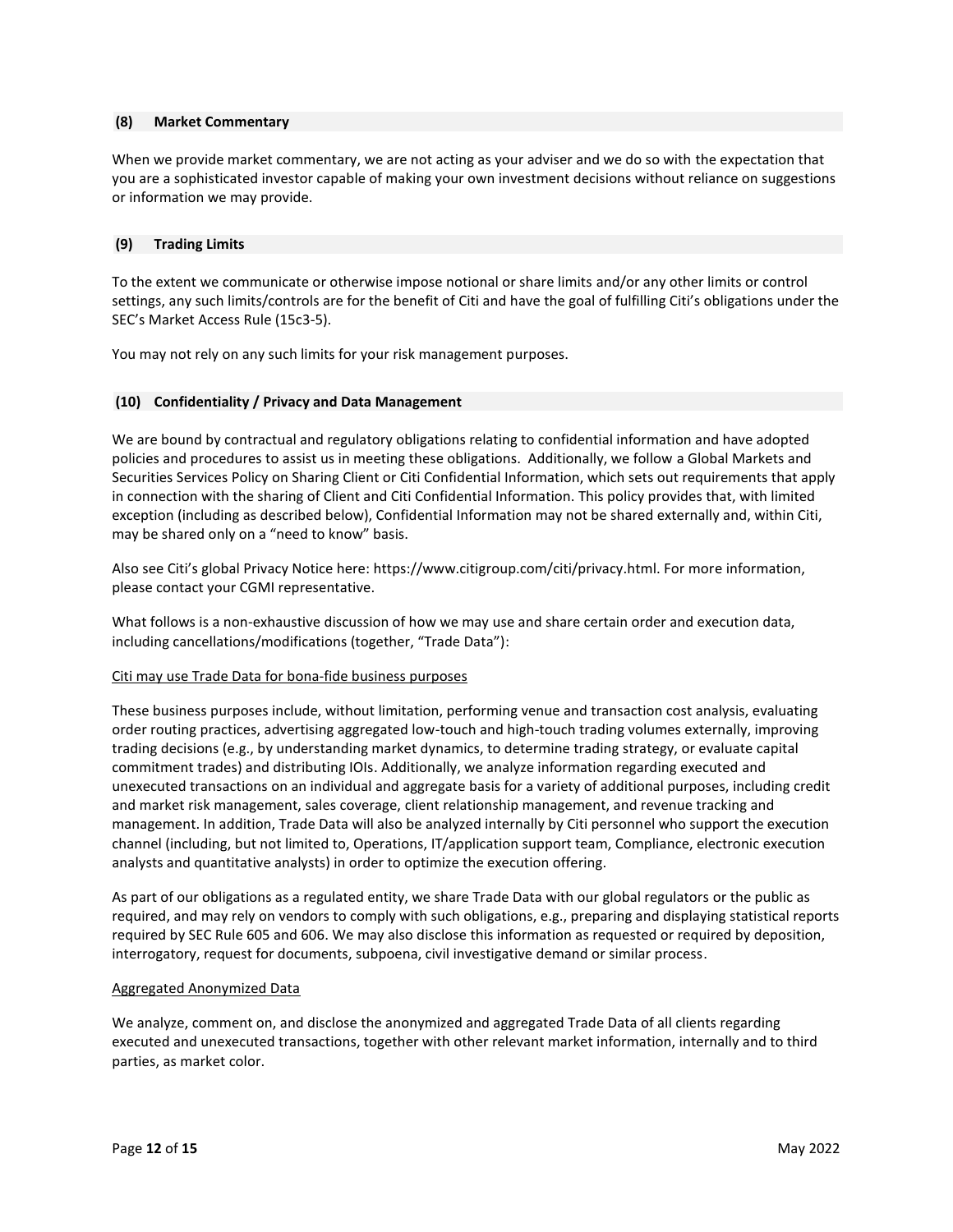### (8) Market Commentary

When we provide market commentary, we are not acting as your adviser and we do so with the expectation that you are a sophisticated investor capable of making your own investment decisions without reliance on suggestions or information we may provide.

### (9) Trading Limits

To the extent we communicate or otherwise impose notional or share limits and/or any other limits or control settings, any such limits/controls are for the benefit of Citi and have the goal of fulfilling Citi's obligations under the SEC's Market Access Rule (15c3-5).

You may not rely on any such limits for your risk management purposes.

### (10) Confidentiality / Privacy and Data Management

We are bound by contractual and regulatory obligations relating to confidential information and have adopted policies and procedures to assist us in meeting these obligations. Additionally, we follow a Global Markets and Securities Services Policy on Sharing Client or Citi Confidential Information, which sets out requirements that apply in connection with the sharing of Client and Citi Confidential Information. This policy provides that, with limited exception (including as described below), Confidential Information may not be shared externally and, within Citi, may be shared only on a "need to know" basis.

Also see Citi's global Privacy Notice here: https://www.citigroup.com/citi/privacy.html. For more information, please contact your CGMI representative.

What follows is a non-exhaustive discussion of how we may use and share certain order and execution data, including cancellations/modifications (together, "Trade Data"):

Citi may use Trade Data for bona-fide business purposes

These business purposes include, without limitation, performing venue and transaction cost analysis, evaluating order routing practices, advertising aggregated low-touch and high-touch trading volumes externally, improving trading decisions (e.g., by understanding market dynamics, to determine trading strategy, or evaluate capital commitment trades) and distributing IOIs. Additionally, we analyze information regarding executed and unexecuted transactions on an individual and aggregate basis for a variety of additional purposes, including credit and market risk management, sales coverage, client relationship management, and revenue tracking and management. In addition, Trade Data will also be analyzed internally by Citi personnel who support the execution channel (including, but not limited to, Operations, IT/application support team, Compliance, electronic execution analysts and quantitative analysts) in order to optimize the execution offering.

As part of our obligations as a regulated entity, we share Trade Data with our global regulators or the public as required, and may rely on vendors to comply with such obligations, e.g., preparing and displaying statistical reports required by SEC Rule 605 and 606. We may also disclose this information as requested or required by deposition, interrogatory, request for documents, subpoena, civil investigative demand or similar process.

Aggregated Anonymized Data

We analyze, comment on, and disclose the anonymized and aggregated Trade Data of all clients regarding executed and unexecuted transactions, together with other relevant market information, internally and to third parties, as market color.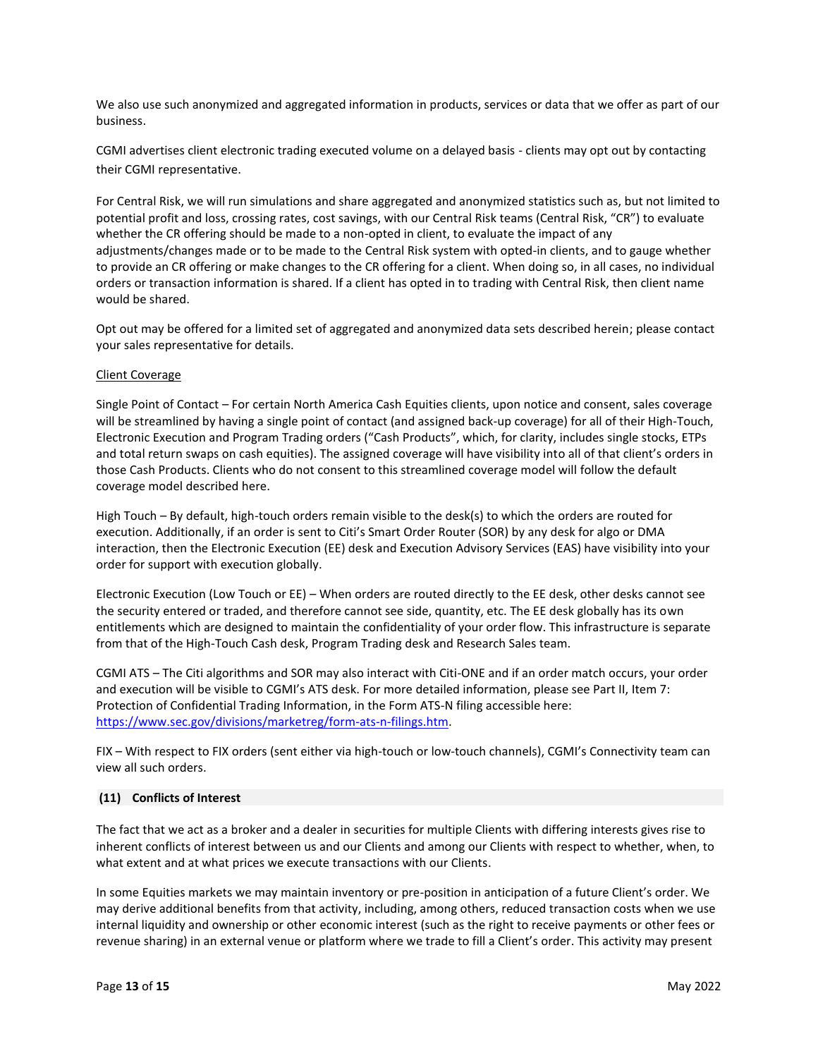We also use such anonymized and aggregated information in products, services or data that we offer as part of our business.

CGMI advertises client electronic trading executed volume on a delayed basis - clients may opt out by contacting their CGMI representative.

For Central Risk, we will run simulations and share aggregated and anonymized statistics such as, but not limited to potential profit and loss, crossing rates, cost savings, with our Central Risk teams (Central Risk, "CR") to evaluate whether the CR offering should be made to a non-opted in client, to evaluate the impact of any adjustments/changes made or to be made to the Central Risk system with opted-in clients, and to gauge whether to provide an CR offering or make changes to the CR offering for a client. When doing so, in all cases, no individual orders or transaction information is shared. If a client has opted in to trading with Central Risk, then client name would be shared.

Opt out may be offered for a limited set of aggregated and anonymized data sets described herein; please contact your sales representative for details.

Client Coverage

Single Point of Contact – For certain North America Cash Equities clients, upon notice and consent, sales coverage will be streamlined by having a single point of contact (and assigned back-up coverage) for all of their High-Touch, Electronic Execution and Program Trading orders ("Cash Products", which, for clarity, includes single stocks, ETPs and total return swaps on cash equities). The assigned coverage will have visibility into all of that client's orders in those Cash Products. Clients who do not consent to this streamlined coverage model will follow the default coverage model described here.

High Touch – By default, high-touch orders remain visible to the desk(s) to which the orders are routed for execution. Additionally, if an order is sent to Citi's Smart Order Router (SOR) by any desk for algo or DMA interaction, then the Electronic Execution (EE) desk and Execution Advisory Services (EAS) have visibility into your order for support with execution globally.

Electronic Execution (Low Touch or EE) – When orders are routed directly to the EE desk, other desks cannot see the security entered or traded, and therefore cannot see side, quantity, etc. The EE desk globally has its own entitlements which are designed to maintain the confidentiality of your order flow. This infrastructure is separate from that of the High-Touch Cash desk, Program Trading desk and Research Sales team.

CGMI ATS – The Citi algorithms and SOR may also interact with Citi-ONE and if an order match occurs, your order and execution will be visible to CGMI's ATS desk. For more detailed information, please see Part II, Item 7: Protection of Confidential Trading Information, in the Form ATS-N filing accessible here: https://www.sec.gov/divisions/marketreg/form-ats-n-filings.htm.

FIX – With respect to FIX orders (sent either via high-touch or low-touch channels), CGMI's Connectivity team can view all such orders.

## (11) Conflicts of Interest

The fact that we act as a broker and a dealer in securities for multiple Clients with differing interests gives rise to inherent conflicts of interest between us and our Clients and among our Clients with respect to whether, when, to what extent and at what prices we execute transactions with our Clients.

In some Equities markets we may maintain inventory or pre-position in anticipation of a future Client's order. We may derive additional benefits from that activity, including, among others, reduced transaction costs when we use internal liquidity and ownership or other economic interest (such as the right to receive payments or other fees or revenue sharing) in an external venue or platform where we trade to fill a Client's order. This activity may present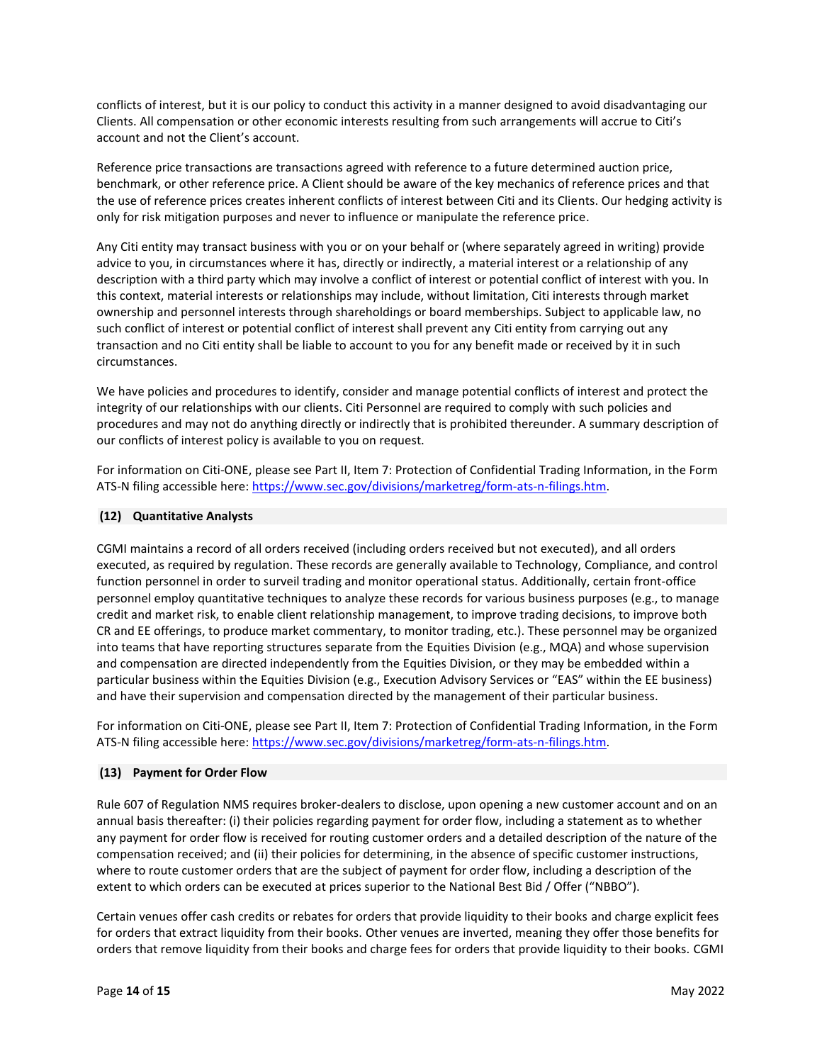conflicts of interest, but it is our policy to conduct this activity in a manner designed to avoid disadvantaging our Clients. All compensation or other economic interests resulting from such arrangements will accrue to Citi's account and not the Client's account.

Reference price transactions are transactions agreed with reference to a future determined auction price, benchmark, or other reference price. A Client should be aware of the key mechanics of reference prices and that the use of reference prices creates inherent conflicts of interest between Citi and its Clients. Our hedging activity is only for risk mitigation purposes and never to influence or manipulate the reference price.

Any Citi entity may transact business with you or on your behalf or (where separately agreed in writing) provide advice to you, in circumstances where it has, directly or indirectly, a material interest or a relationship of any description with a third party which may involve a conflict of interest or potential conflict of interest with you. In this context, material interests or relationships may include, without limitation, Citi interests through market ownership and personnel interests through shareholdings or board memberships. Subject to applicable law, no such conflict of interest or potential conflict of interest shall prevent any Citi entity from carrying out any transaction and no Citi entity shall be liable to account to you for any benefit made or received by it in such circumstances.

We have policies and procedures to identify, consider and manage potential conflicts of interest and protect the integrity of our relationships with our clients. Citi Personnel are required to comply with such policies and procedures and may not do anything directly or indirectly that is prohibited thereunder. A summary description of our conflicts of interest policy is available to you on request.

For information on Citi-ONE, please see Part II, Item 7: Protection of Confidential Trading Information, in the Form ATS-N filing accessible here: https://www.sec.gov/divisions/marketreg/form-ats-n-filings.htm.

## (12) Quantitative Analysts

CGMI maintains a record of all orders received (including orders received but not executed), and all orders executed, as required by regulation. These records are generally available to Technology, Compliance, and control function personnel in order to surveil trading and monitor operational status. Additionally, certain front-office personnel employ quantitative techniques to analyze these records for various business purposes (e.g., to manage credit and market risk, to enable client relationship management, to improve trading decisions, to improve both CR and EE offerings, to produce market commentary, to monitor trading, etc.). These personnel may be organized into teams that have reporting structures separate from the Equities Division (e.g., MQA) and whose supervision and compensation are directed independently from the Equities Division, or they may be embedded within a particular business within the Equities Division (e.g., Execution Advisory Services or "EAS" within the EE business) and have their supervision and compensation directed by the management of their particular business.

For information on Citi-ONE, please see Part II, Item 7: Protection of Confidential Trading Information, in the Form ATS-N filing accessible here: https://www.sec.gov/divisions/marketreg/form-ats-n-filings.htm.

## (13) Payment for Order Flow

Rule 607 of Regulation NMS requires broker-dealers to disclose, upon opening a new customer account and on an annual basis thereafter: (i) their policies regarding payment for order flow, including a statement as to whether any payment for order flow is received for routing customer orders and a detailed description of the nature of the compensation received; and (ii) their policies for determining, in the absence of specific customer instructions, where to route customer orders that are the subject of payment for order flow, including a description of the extent to which orders can be executed at prices superior to the National Best Bid / Offer ("NBBO").

Certain venues offer cash credits or rebates for orders that provide liquidity to their books and charge explicit fees for orders that extract liquidity from their books. Other venues are inverted, meaning they offer those benefits for orders that remove liquidity from their books and charge fees for orders that provide liquidity to their books. CGMI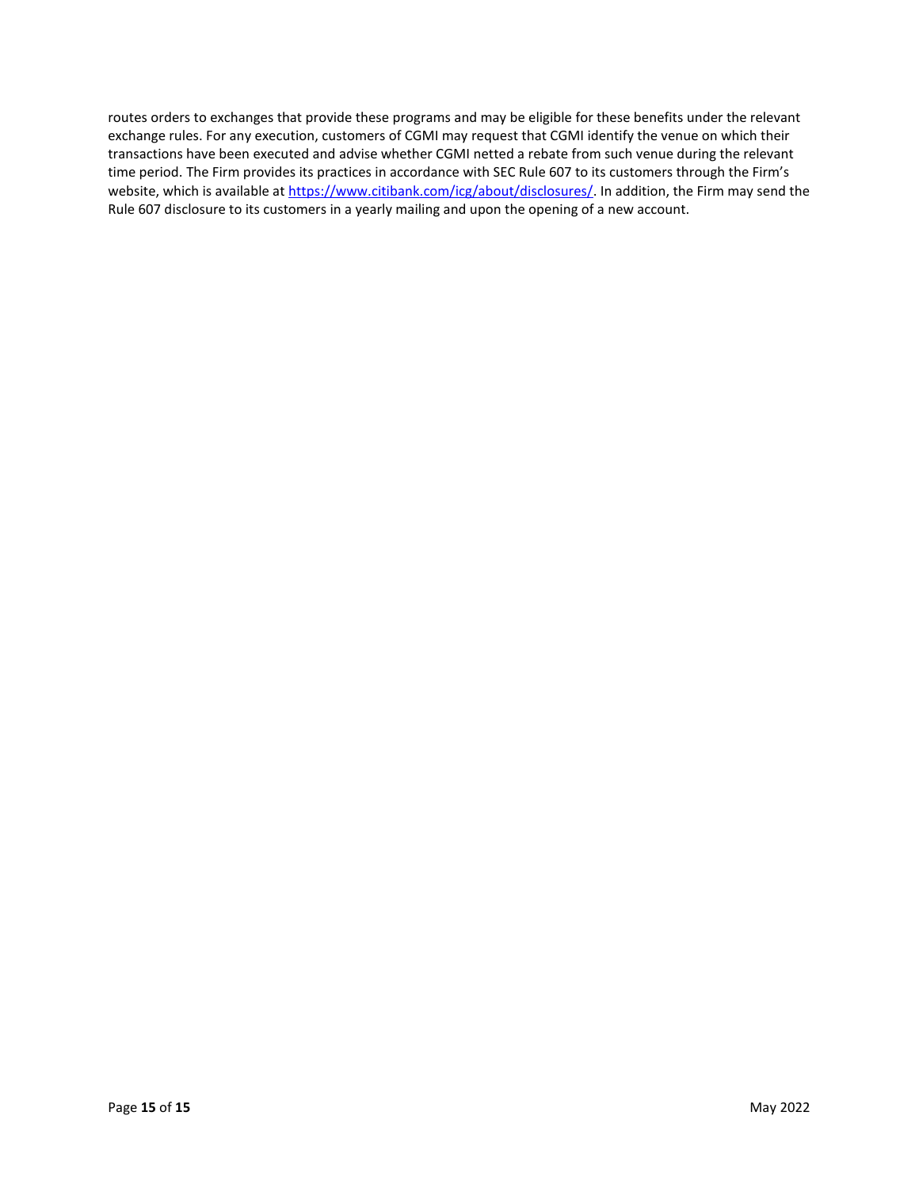routes orders to exchanges that provide these programs and may be eligible for these benefits under the relevant exchange rules. For any execution, customers of CGMI may request that CGMI identify the venue on which their transactions have been executed and advise whether CGMI netted a rebate from such venue during the relevant time period. The Firm provides its practices in accordance with SEC Rule 607 to its customers through the Firm's website, which is available at [https://www.citibank.com/icg/about/disclosures/](https://www.citibank.com/icg/about/disclosures/). In addition, the Firm may send the Rule 607 disclosure to its customers in a yearly mailing and upon the opening of a new account.